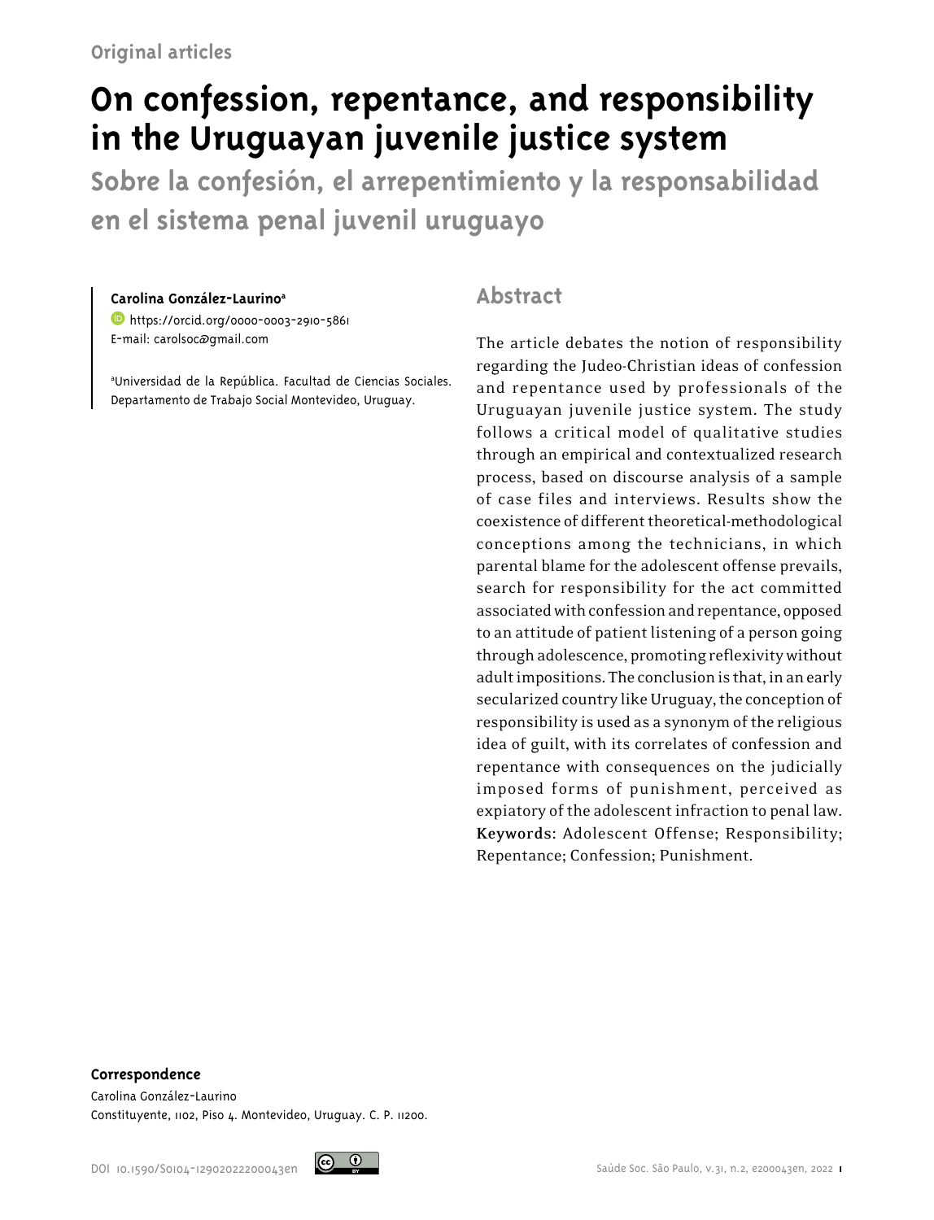Original articles

# On confession, repentance, and responsibility in the Uruguayan juvenile justice system

## Sobre la confesión, el arrepentimiento y la responsabilidad en el sistema penal juvenil uruguayo

**Carolina González-Laurino**[a]

https://orcid.org/0000-0003-2910-5861

E-mail: carolsoc@gmail.com

[a]Universidad de la República. Facultad de Ciencias Sociales. Departamento de Trabajo Social Montevideo, Uruguay.

## Abstract

The article debates the notion of responsibility regarding the Judeo-Christian ideas of confession and repentance used by professionals of the Uruguayan juvenile justice system. The study follows a critical model of qualitative studies through an empirical and contextualized research process, based on discourse analysis of a sample of case files and interviews. Results show the coexistence of different theoretical-methodological conceptions among the technicians, in which parental blame for the adolescent offense prevails, search for responsibility for the act committed associated with confession and repentance, opposed to an attitude of patient listening of a person going through adolescence, promoting reflexivity without adult impositions. The conclusion is that, in an early secularized country like Uruguay, the conception of responsibility is used as a synonym of the religious idea of guilt, with its correlates of confession and repentance with consequences on the judicially imposed forms of punishment, perceived as expiatory of the adolescent infraction to penal law.

**Keywords**: Adolescent Offense; Responsibility; Repentance; Confession; Punishment.

**Correspondence**

Carolina González-Laurino

Constituyente, 1102, Piso 4. Montevideo, Uruguay. C. P. 11200.

DOI 10.1590/S0104-12902022200043en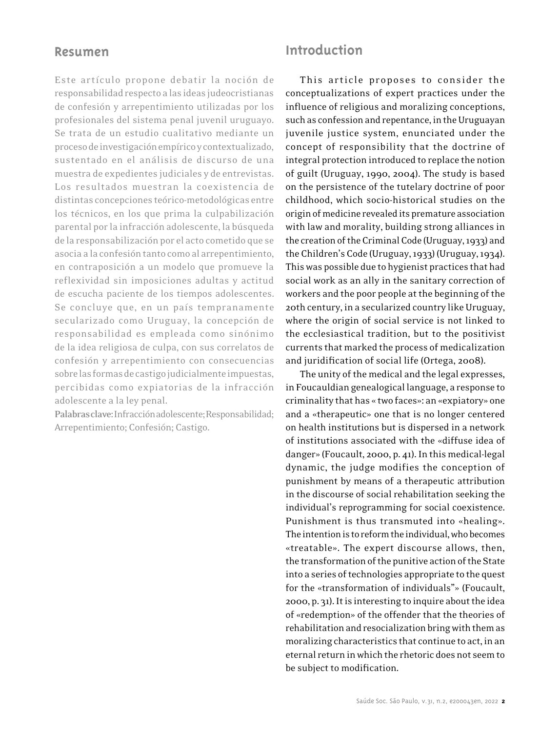## Resumen

Este artículo propone debatir la noción de responsabilidad respecto a las ideas judeocristianas de confesión y arrepentimiento utilizadas por los profesionales del sistema penal juvenil uruguayo. Se trata de un estudio cualitativo mediante un proceso de investigación empírico y contextualizado, sustentado en el análisis de discurso de una muestra de expedientes judiciales y de entrevistas. Los resultados muestran la coexistencia de distintas concepciones teórico-metodológicas entre los técnicos, en los que prima la culpabilización parental por la infracción adolescente, la búsqueda de la responsabilización por el acto cometido que se asocia a la confesión tanto como al arrepentimiento, en contraposición a un modelo que promueve la reflexividad sin imposiciones adultas y actitud de escucha paciente de los tiempos adolescentes. Se concluye que, en un país tempranamente secularizado como Uruguay, la concepción de responsabilidad es empleada como sinónimo de la idea religiosa de culpa, con sus correlatos de confesión y arrepentimiento con consecuencias sobre las formas de castigo judicialmente impuestas, percibidas como expiatorias de la infracción adolescente a la ley penal.

**Palabras clave**: Infracción adolescente; Responsabilidad; Arrepentimiento; Confesión; Castigo.

## Introduction

This article proposes to consider the conceptualizations of expert practices under the influence of religious and moralizing conceptions, such as confession and repentance, in the Uruguayan juvenile justice system, enunciated under the concept of responsibility that the doctrine of integral protection introduced to replace the notion of guilt (Uruguay, 1990, 2004). The study is based on the persistence of the tutelary doctrine of poor childhood, which socio-historical studies on the origin of medicine revealed its premature association with law and morality, building strong alliances in the creation of the Criminal Code (Uruguay, 1933) and the Children's Code (Uruguay, 1933) (Uruguay, 1934). This was possible due to hygienist practices that had social work as an ally in the sanitary correction of workers and the poor people at the beginning of the 20th century, in a secularized country like Uruguay, where the origin of social service is not linked to the ecclesiastical tradition, but to the positivist currents that marked the process of medicalization and juridification of social life (Ortega, 2008).

The unity of the medical and the legal expresses, in Foucauldian genealogical language, a response to criminality that has « two faces»: an «expiatory» one and a «therapeutic» one that is no longer centered on health institutions but is dispersed in a network of institutions associated with the «diffuse idea of danger» (Foucault, 2000, p. 41). In this medical-legal dynamic, the judge modifies the conception of punishment by means of a therapeutic attribution in the discourse of social rehabilitation seeking the individual's reprogramming for social coexistence. Punishment is thus transmuted into «healing». The intention is to reform the individual, who becomes «treatable». The expert discourse allows, then, the transformation of the punitive action of the State into a series of technologies appropriate to the quest for the «transformation of individuals"» (Foucault, 2000, p. 31). It is interesting to inquire about the idea of «redemption» of the offender that the theories of rehabilitation and resocialization bring with them as moralizing characteristics that continue to act, in an eternal return in which the rhetoric does not seem to be subject to modification.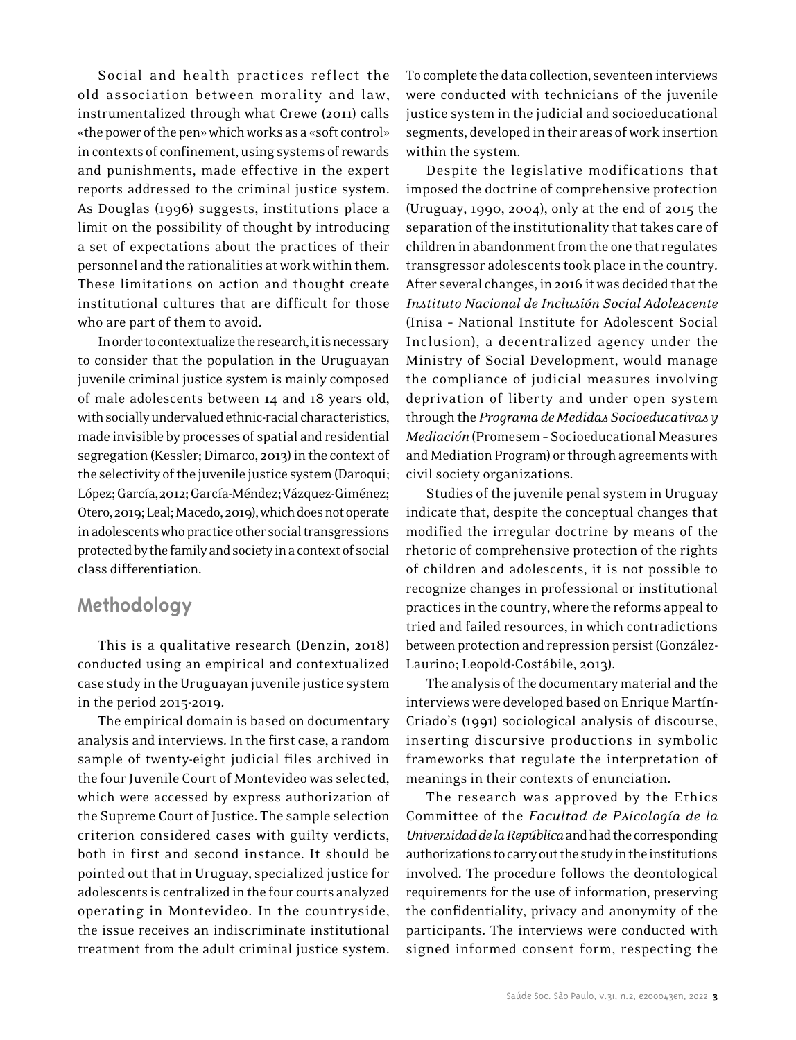Social and health practices reflect the old association between morality and law, instrumentalized through what Crewe (2011) calls «the power of the pen» which works as a «soft control» in contexts of confinement, using systems of rewards and punishments, made effective in the expert reports addressed to the criminal justice system. As Douglas (1996) suggests, institutions place a limit on the possibility of thought by introducing a set of expectations about the practices of their personnel and the rationalities at work within them. These limitations on action and thought create institutional cultures that are difficult for those who are part of them to avoid.

In order to contextualize the research, it is necessary to consider that the population in the Uruguayan juvenile criminal justice system is mainly composed of male adolescents between 14 and 18 years old, with socially undervalued ethnic-racial characteristics, made invisible by processes of spatial and residential segregation (Kessler; Dimarco, 2013) in the context of the selectivity of the juvenile justice system (Daroqui; López; García, 2012; García-Méndez; Vázquez-Giménez; Otero, 2019; Leal; Macedo, 2019), which does not operate in adolescents who practice other social transgressions protected by the family and society in a context of social class differentiation.

## Methodology

This is a qualitative research (Denzin, 2018) conducted using an empirical and contextualized case study in the Uruguayan juvenile justice system in the period 2015-2019.

The empirical domain is based on documentary analysis and interviews. In the first case, a random sample of twenty-eight judicial files archived in the four Juvenile Court of Montevideo was selected, which were accessed by express authorization of the Supreme Court of Justice. The sample selection criterion considered cases with guilty verdicts, both in first and second instance. It should be pointed out that in Uruguay, specialized justice for adolescents is centralized in the four courts analyzed operating in Montevideo. In the countryside, the issue receives an indiscriminate institutional treatment from the adult criminal justice system. To complete the data collection, seventeen interviews were conducted with technicians of the juvenile justice system in the judicial and socioeducational segments, developed in their areas of work insertion within the system.

Despite the legislative modifications that imposed the doctrine of comprehensive protection (Uruguay, 1990, 2004), only at the end of 2015 the separation of the institutionality that takes care of children in abandonment from the one that regulates transgressor adolescents took place in the country. After several changes, in 2016 it was decided that the *Instituto Nacional de Inclusión Social Adolescente* (Inisa – National Institute for Adolescent Social Inclusion), a decentralized agency under the Ministry of Social Development, would manage the compliance of judicial measures involving deprivation of liberty and under open system through the *Programa de Medidas Socioeducativas y Mediación* (Promesem – Socioeducational Measures and Mediation Program) or through agreements with civil society organizations.

Studies of the juvenile penal system in Uruguay indicate that, despite the conceptual changes that modified the irregular doctrine by means of the rhetoric of comprehensive protection of the rights of children and adolescents, it is not possible to recognize changes in professional or institutional practices in the country, where the reforms appeal to tried and failed resources, in which contradictions between protection and repression persist (González-Laurino; Leopold-Costábile, 2013).

The analysis of the documentary material and the interviews were developed based on Enrique Martín-Criado's (1991) sociological analysis of discourse, inserting discursive productions in symbolic frameworks that regulate the interpretation of meanings in their contexts of enunciation.

The research was approved by the Ethics Committee of the *Facultad de Psicología de la Universidad de la República* and had the corresponding authorizations to carry out the study in the institutions involved. The procedure follows the deontological requirements for the use of information, preserving the confidentiality, privacy and anonymity of the participants. The interviews were conducted with signed informed consent form, respecting the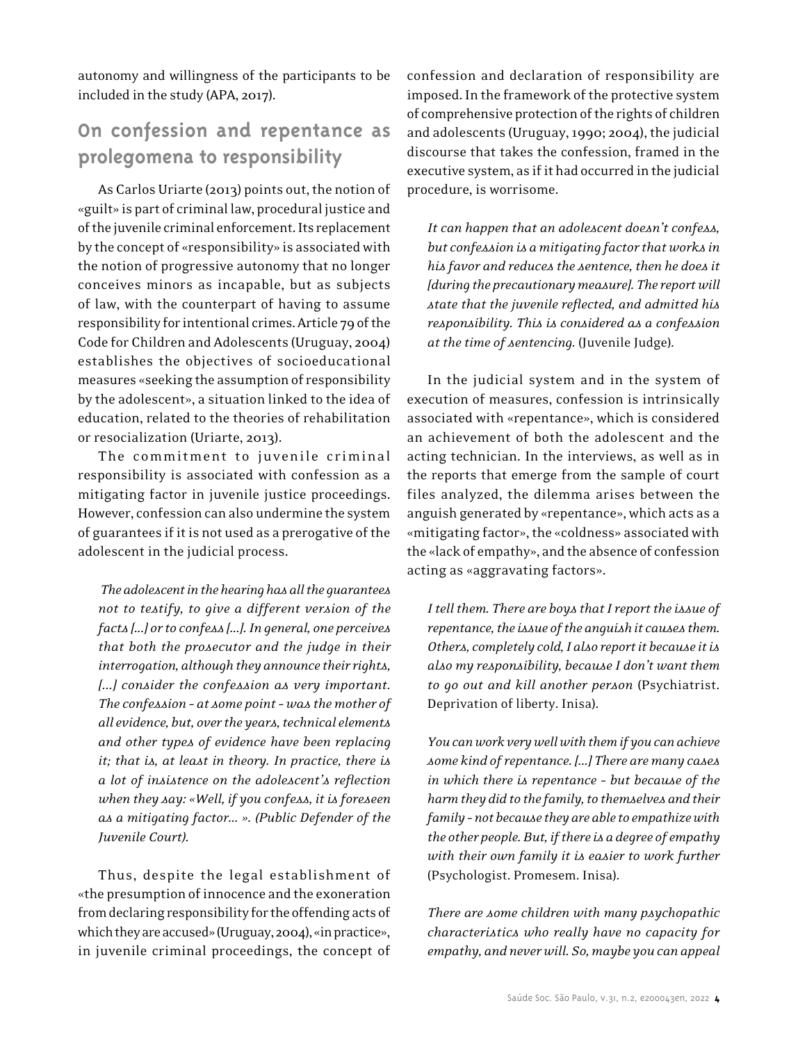autonomy and willingness of the participants to be included in the study (APA, 2017).

## On confession and repentance as prolegomena to responsibility

As Carlos Uriarte (2013) points out, the notion of «guilt» is part of criminal law, procedural justice and of the juvenile criminal enforcement. Its replacement by the concept of «responsibility» is associated with the notion of progressive autonomy that no longer conceives minors as incapable, but as subjects of law, with the counterpart of having to assume responsibility for intentional crimes. Article 79 of the Code for Children and Adolescents (Uruguay, 2004) establishes the objectives of socioeducational measures «seeking the assumption of responsibility by the adolescent», a situation linked to the idea of education, related to the theories of rehabilitation or resocialization (Uriarte, 2013).

The commitment to juvenile criminal responsibility is associated with confession as a mitigating factor in juvenile justice proceedings. However, confession can also undermine the system of guarantees if it is not used as a prerogative of the adolescent in the judicial process.

> *The adolescent in the hearing has all the guarantees not to testify, to give a different version of the facts [...] or to confess [...]. In general, one perceives that both the prosecutor and the judge in their interrogation, although they announce their rights, [...] consider the confession as very important. The confession – at some point – was the mother of all evidence, but, over the years, technical elements and other types of evidence have been replacing it; that is, at least in theory. In practice, there is a lot of insistence on the adolescent's reflection when they say: «Well, if you confess, it is foreseen as a mitigating factor... ». (Public Defender of the Juvenile Court).*

Thus, despite the legal establishment of «the presumption of innocence and the exoneration from declaring responsibility for the offending acts of which they are accused» (Uruguay, 2004), «in practice», in juvenile criminal proceedings, the concept of confession and declaration of responsibility are imposed. In the framework of the protective system of comprehensive protection of the rights of children and adolescents (Uruguay, 1990; 2004), the judicial discourse that takes the confession, framed in the executive system, as if it had occurred in the judicial procedure, is worrisome.

> *It can happen that an adolescent doesn't confess, but confession is a mitigating factor that works in his favor and reduces the sentence, then he does it [during the precautionary measure]. The report will state that the juvenile reflected, and admitted his responsibility. This is considered as a confession at the time of sentencing.* (Juvenile Judge).

In the judicial system and in the system of execution of measures, confession is intrinsically associated with «repentance», which is considered an achievement of both the adolescent and the acting technician. In the interviews, as well as in the reports that emerge from the sample of court files analyzed, the dilemma arises between the anguish generated by «repentance», which acts as a «mitigating factor», the «coldness» associated with the «lack of empathy», and the absence of confession acting as «aggravating factors».

> *I tell them. There are boys that I report the issue of repentance, the issue of the anguish it causes them. Others, completely cold, I also report it because it is also my responsibility, because I don't want them to go out and kill another person* (Psychiatrist. Deprivation of liberty. Inisa).

> *You can work very well with them if you can achieve some kind of repentance. [...] There are many cases in which there is repentance – but because of the harm they did to the family, to themselves and their family – not because they are able to empathize with the other people. But, if there is a degree of empathy with their own family it is easier to work further* (Psychologist. Promesem. Inisa).

> *There are some children with many psychopathic characteristics who really have no capacity for empathy, and never will. So, maybe you can appeal*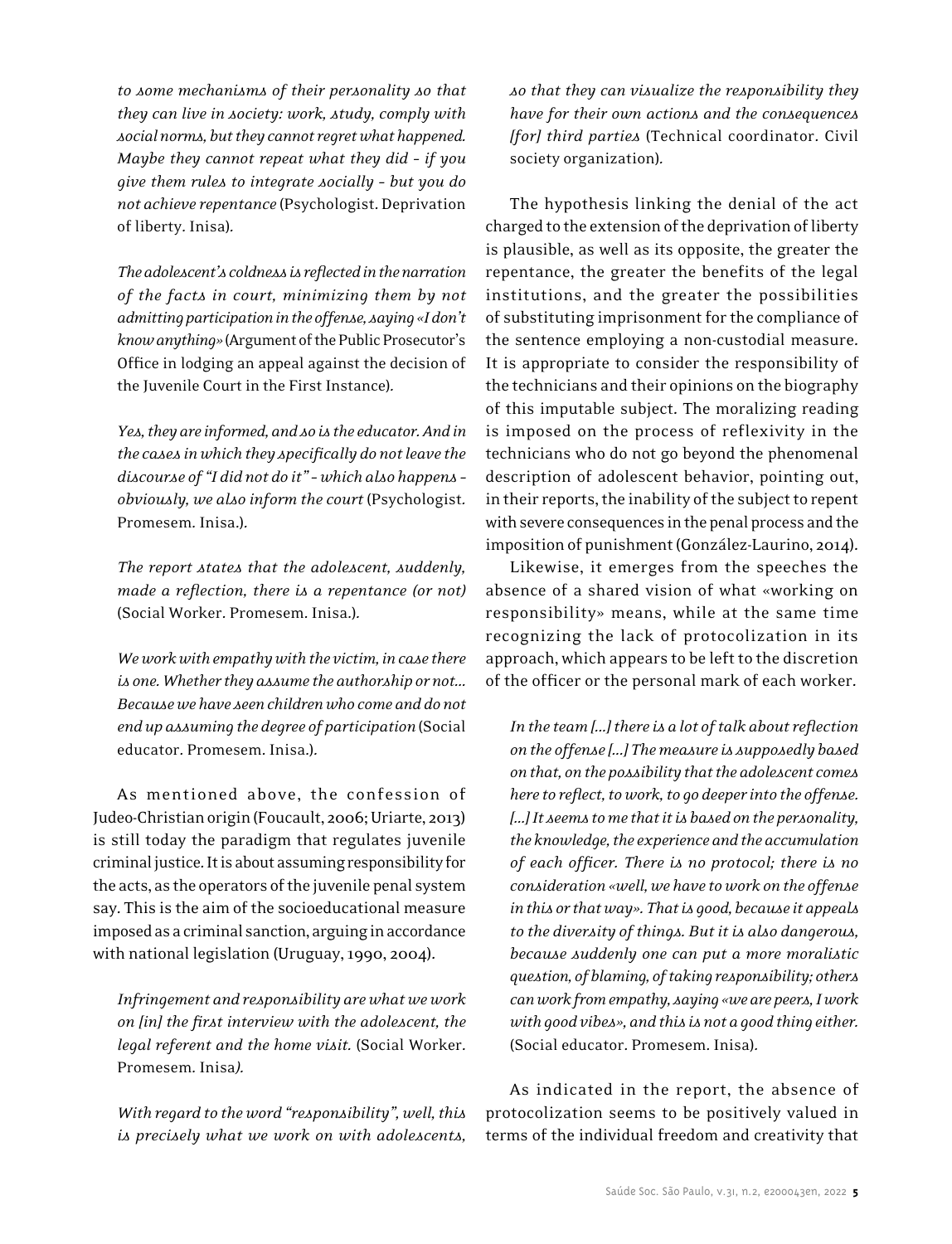*to some mechanisms of their personality so that they can live in society: work, study, comply with social norms, but they cannot regret what happened. Maybe they cannot repeat what they did - if you give them rules to integrate socially - but you do not achieve repentance* (Psychologist. Deprivation of liberty. Inisa).

*The adolescent's coldness is reflected in the narration of the facts in court, minimizing them by not admitting participation in the offense, saying «I don't know anything»* (Argument of the Public Prosecutor's Office in lodging an appeal against the decision of the Juvenile Court in the First Instance).

*Yes, they are informed, and so is the educator. And in the cases in which they specifically do not leave the discourse of "I did not do it" - which also happens - obviously, we also inform the court* (Psychologist. Promesem. Inisa.).

*The report states that the adolescent, suddenly, made a reflection, there is a repentance (or not)* (Social Worker. Promesem. Inisa.).

*We work with empathy with the victim, in case there is one. Whether they assume the authorship or not... Because we have seen children who come and do not end up assuming the degree of participation* (Social educator. Promesem. Inisa.).

As mentioned above, the confession of Judeo-Christian origin (Foucault, 2006; Uriarte, 2013) is still today the paradigm that regulates juvenile criminal justice. It is about assuming responsibility for the acts, as the operators of the juvenile penal system say. This is the aim of the socioeducational measure imposed as a criminal sanction, arguing in accordance with national legislation (Uruguay, 1990, 2004).

*Infringement and responsibility are what we work on [in] the first interview with the adolescent, the legal referent and the home visit.* (Social Worker. Promesem. Inisa).

*With regard to the word "responsibility", well, this is precisely what we work on with adolescents, so that they can visualize the responsibility they have for their own actions and the consequences [for] third parties* (Technical coordinator. Civil society organization).

The hypothesis linking the denial of the act charged to the extension of the deprivation of liberty is plausible, as well as its opposite, the greater the repentance, the greater the benefits of the legal institutions, and the greater the possibilities of substituting imprisonment for the compliance of the sentence employing a non-custodial measure. It is appropriate to consider the responsibility of the technicians and their opinions on the biography of this imputable subject. The moralizing reading is imposed on the process of reflexivity in the technicians who do not go beyond the phenomenal description of adolescent behavior, pointing out, in their reports, the inability of the subject to repent with severe consequences in the penal process and the imposition of punishment (González-Laurino, 2014).

Likewise, it emerges from the speeches the absence of a shared vision of what «working on responsibility» means, while at the same time recognizing the lack of protocolization in its approach, which appears to be left to the discretion of the officer or the personal mark of each worker.

*In the team [...] there is a lot of talk about reflection on the offense [...] The measure is supposedly based on that, on the possibility that the adolescent comes here to reflect, to work, to go deeper into the offense. [...] It seems to me that it is based on the personality, the knowledge, the experience and the accumulation of each officer. There is no protocol; there is no consideration «well, we have to work on the offense in this or that way». That is good, because it appeals to the diversity of things. But it is also dangerous, because suddenly one can put a more moralistic question, of blaming, of taking responsibility; others can work from empathy, saying «we are peers, I work with good vibes», and this is not a good thing either.* (Social educator. Promesem. Inisa).

As indicated in the report, the absence of protocolization seems to be positively valued in terms of the individual freedom and creativity that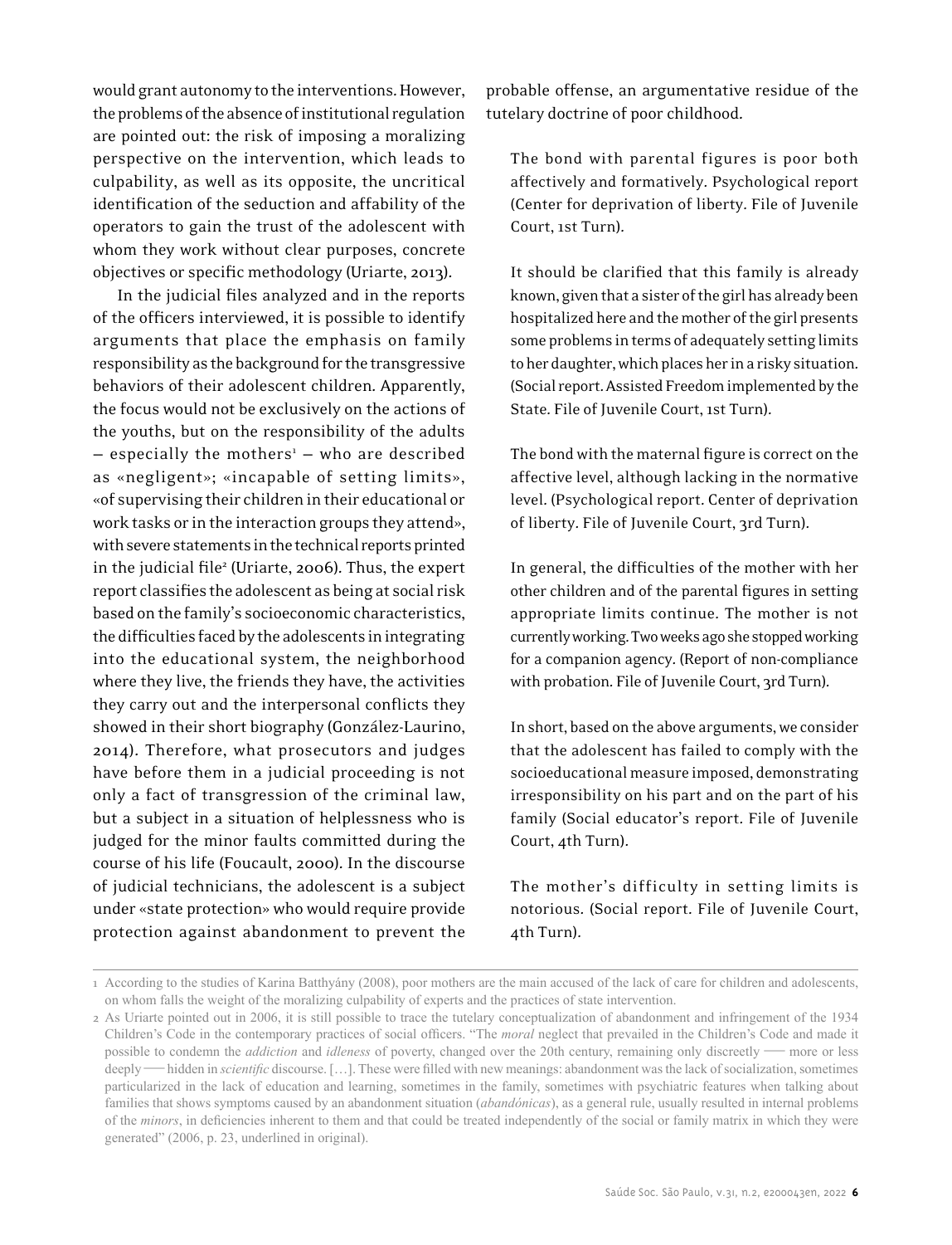would grant autonomy to the interventions. However, the problems of the absence of institutional regulation are pointed out: the risk of imposing a moralizing perspective on the intervention, which leads to culpability, as well as its opposite, the uncritical identification of the seduction and affability of the operators to gain the trust of the adolescent with whom they work without clear purposes, concrete objectives or specific methodology (Uriarte, 2013).

In the judicial files analyzed and in the reports of the officers interviewed, it is possible to identify arguments that place the emphasis on family responsibility as the background for the transgressive behaviors of their adolescent children. Apparently, the focus would not be exclusively on the actions of the youths, but on the responsibility of the adults – especially the mothers[1] – who are described as «negligent»; «incapable of setting limits», «of supervising their children in their educational or work tasks or in the interaction groups they attend», with severe statements in the technical reports printed in the judicial file[2] (Uriarte, 2006). Thus, the expert report classifies the adolescent as being at social risk based on the family's socioeconomic characteristics, the difficulties faced by the adolescents in integrating into the educational system, the neighborhood where they live, the friends they have, the activities they carry out and the interpersonal conflicts they showed in their short biography (González-Laurino, 2014). Therefore, what prosecutors and judges have before them in a judicial proceeding is not only a fact of transgression of the criminal law, but a subject in a situation of helplessness who is judged for the minor faults committed during the course of his life (Foucault, 2000). In the discourse of judicial technicians, the adolescent is a subject under «state protection» who would require provide protection against abandonment to prevent the probable offense, an argumentative residue of the tutelary doctrine of poor childhood.

> The bond with parental figures is poor both affectively and formatively. Psychological report (Center for deprivation of liberty. File of Juvenile Court, 1st Turn).

> It should be clarified that this family is already known, given that a sister of the girl has already been hospitalized here and the mother of the girl presents some problems in terms of adequately setting limits to her daughter, which places her in a risky situation. (Social report. Assisted Freedom implemented by the State. File of Juvenile Court, 1st Turn).

> The bond with the maternal figure is correct on the affective level, although lacking in the normative level. (Psychological report. Center of deprivation of liberty. File of Juvenile Court, 3rd Turn).

> In general, the difficulties of the mother with her other children and of the parental figures in setting appropriate limits continue. The mother is not currently working. Two weeks ago she stopped working for a companion agency. (Report of non-compliance with probation. File of Juvenile Court, 3rd Turn).

> In short, based on the above arguments, we consider that the adolescent has failed to comply with the socioeducational measure imposed, demonstrating irresponsibility on his part and on the part of his family (Social educator's report. File of Juvenile Court, 4th Turn).

> The mother's difficulty in setting limits is notorious. (Social report. File of Juvenile Court, 4th Turn).

---

1 According to the studies of Karina Batthyány (2008), poor mothers are the main accused of the lack of care for children and adolescents, on whom falls the weight of the moralizing culpability of experts and the practices of state intervention.

2 As Uriarte pointed out in 2006, it is still possible to trace the tutelary conceptualization of abandonment and infringement of the 1934 Children's Code in the contemporary practices of social officers. "The *moral* neglect that prevailed in the Children's Code and made it possible to condemn the *addiction* and *idleness* of poverty, changed over the 20th century, remaining only discreetly — more or less deeply — hidden in *scientific* discourse. […]. These were filled with new meanings: abandonment was the lack of socialization, sometimes particularized in the lack of education and learning, sometimes in the family, sometimes with psychiatric features when talking about families that shows symptoms caused by an abandonment situation (*abandónicas*), as a general rule, usually resulted in internal problems of the *minors*, in deficiencies inherent to them and that could be treated independently of the social or family matrix in which they were generated" (2006, p. 23, underlined in original).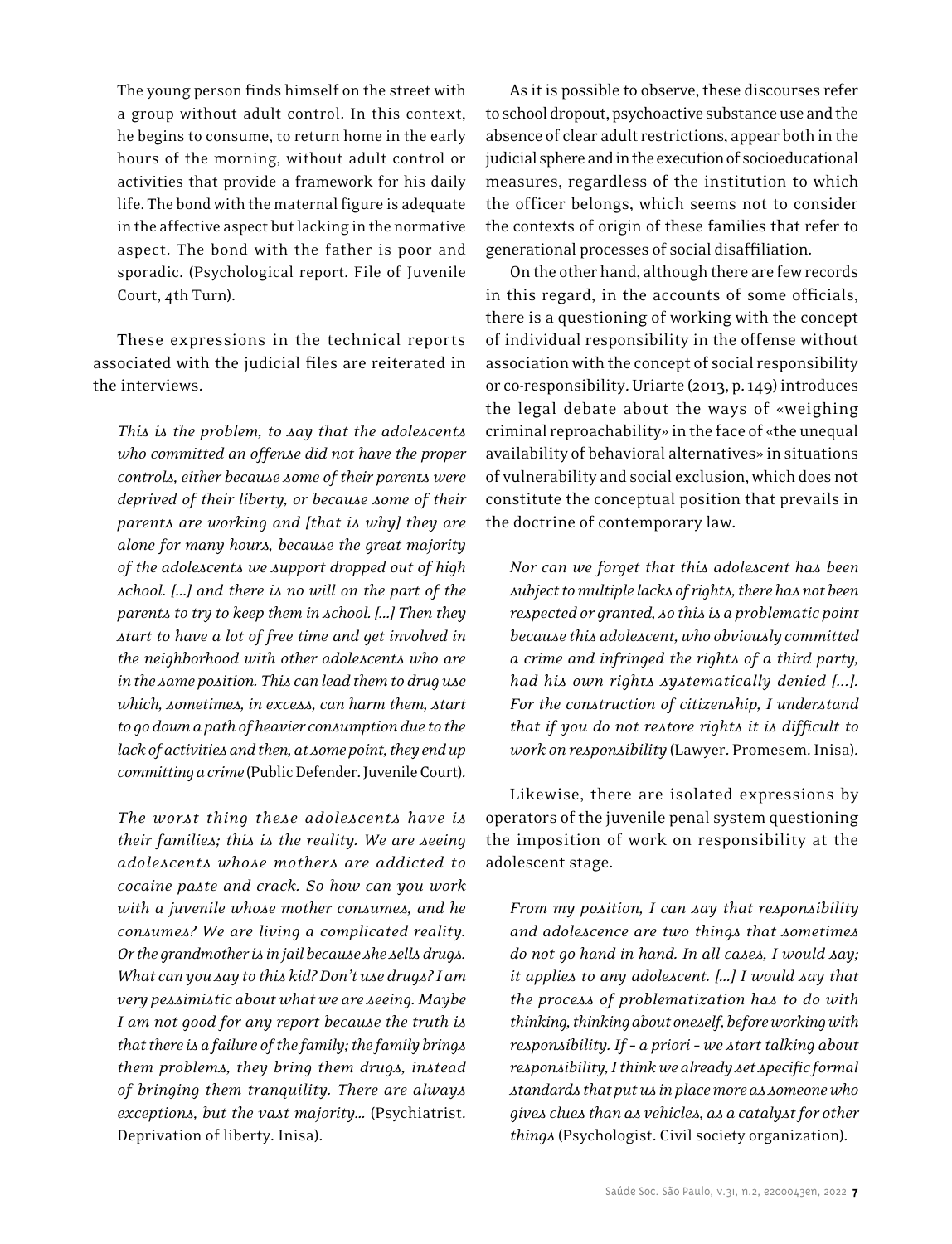> The young person finds himself on the street with a group without adult control. In this context, he begins to consume, to return home in the early hours of the morning, without adult control or activities that provide a framework for his daily life. The bond with the maternal figure is adequate in the affective aspect but lacking in the normative aspect. The bond with the father is poor and sporadic. (Psychological report. File of Juvenile Court, 4th Turn).

These expressions in the technical reports associated with the judicial files are reiterated in the interviews.

> *This is the problem, to say that the adolescents who committed an offense did not have the proper controls, either because some of their parents were deprived of their liberty, or because some of their parents are working and [that is why] they are alone for many hours, because the great majority of the adolescents we support dropped out of high school. [...] and there is no will on the part of the parents to try to keep them in school. [...] Then they start to have a lot of free time and get involved in the neighborhood with other adolescents who are in the same position. This can lead them to drug use which, sometimes, in excess, can harm them, start to go down a path of heavier consumption due to the lack of activities and then, at some point, they end up committing a crime* (Public Defender. Juvenile Court).

> *The worst thing these adolescents have is their families; this is the reality. We are seeing adolescents whose mothers are addicted to cocaine paste and crack. So how can you work with a juvenile whose mother consumes, and he consumes? We are living a complicated reality. Or the grandmother is in jail because she sells drugs. What can you say to this kid? Don't use drugs? I am very pessimistic about what we are seeing. Maybe I am not good for any report because the truth is that there is a failure of the family; the family brings them problems, they bring them drugs, instead of bringing them tranquility. There are always exceptions, but the vast majority...* (Psychiatrist. Deprivation of liberty. Inisa).

As it is possible to observe, these discourses refer to school dropout, psychoactive substance use and the absence of clear adult restrictions, appear both in the judicial sphere and in the execution of socioeducational measures, regardless of the institution to which the officer belongs, which seems not to consider the contexts of origin of these families that refer to generational processes of social disaffiliation.

On the other hand, although there are few records in this regard, in the accounts of some officials, there is a questioning of working with the concept of individual responsibility in the offense without association with the concept of social responsibility or co-responsibility. Uriarte (2013, p. 149) introduces the legal debate about the ways of «weighing criminal reproachability» in the face of «the unequal availability of behavioral alternatives» in situations of vulnerability and social exclusion, which does not constitute the conceptual position that prevails in the doctrine of contemporary law.

> *Nor can we forget that this adolescent has been subject to multiple lacks of rights, there has not been respected or granted, so this is a problematic point because this adolescent, who obviously committed a crime and infringed the rights of a third party, had his own rights systematically denied [...]. For the construction of citizenship, I understand that if you do not restore rights it is difficult to work on responsibility* (Lawyer. Promesem. Inisa).

Likewise, there are isolated expressions by operators of the juvenile penal system questioning the imposition of work on responsibility at the adolescent stage.

> *From my position, I can say that responsibility and adolescence are two things that sometimes do not go hand in hand. In all cases, I would say; it applies to any adolescent. [...] I would say that the process of problematization has to do with thinking, thinking about oneself, before working with responsibility. If – a priori – we start talking about responsibility, I think we already set specific formal standards that put us in place more as someone who gives clues than as vehicles, as a catalyst for other things* (Psychologist. Civil society organization).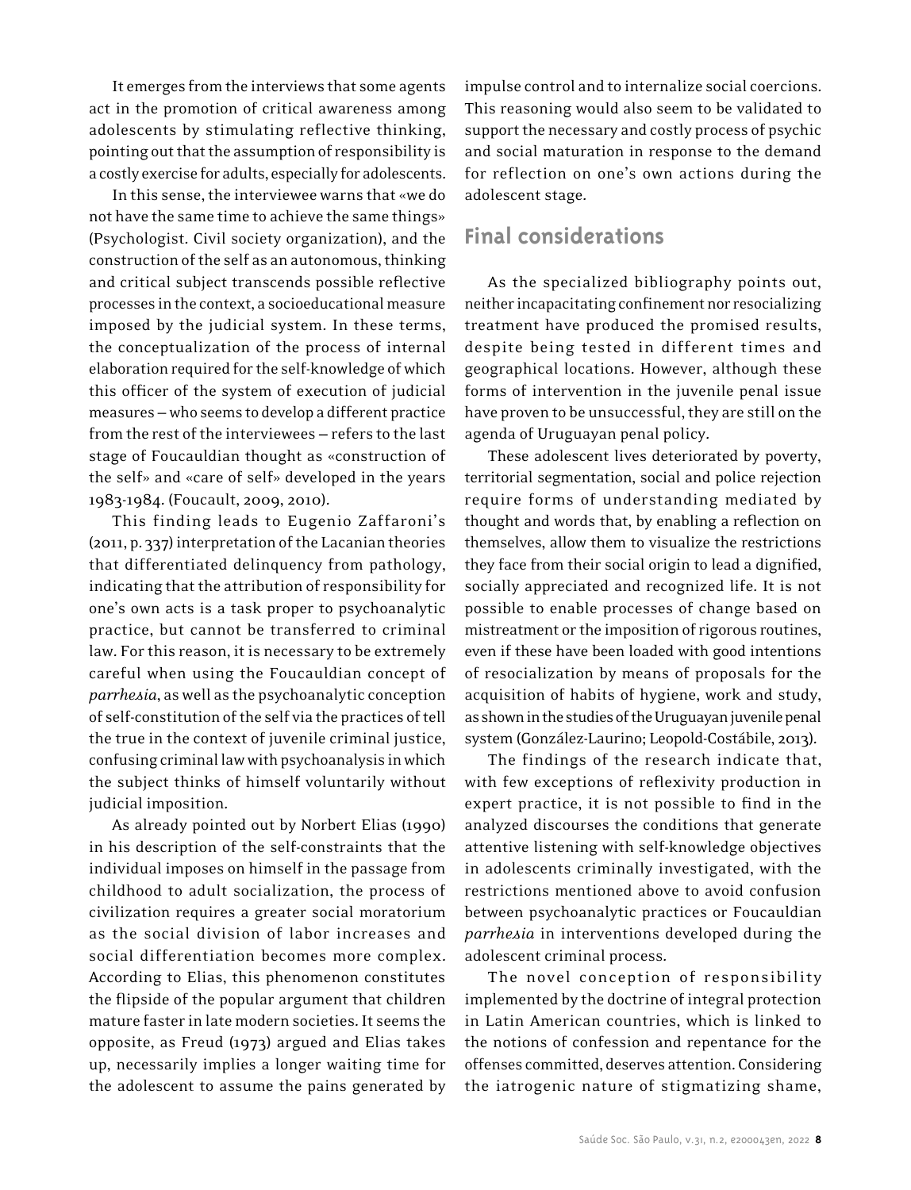It emerges from the interviews that some agents act in the promotion of critical awareness among adolescents by stimulating reflective thinking, pointing out that the assumption of responsibility is a costly exercise for adults, especially for adolescents.

In this sense, the interviewee warns that «we do not have the same time to achieve the same things» (Psychologist. Civil society organization), and the construction of the self as an autonomous, thinking and critical subject transcends possible reflective processes in the context, a socioeducational measure imposed by the judicial system. In these terms, the conceptualization of the process of internal elaboration required for the self-knowledge of which this officer of the system of execution of judicial measures – who seems to develop a different practice from the rest of the interviewees – refers to the last stage of Foucauldian thought as «construction of the self» and «care of self» developed in the years 1983-1984. (Foucault, 2009, 2010).

This finding leads to Eugenio Zaffaroni's (2011, p. 337) interpretation of the Lacanian theories that differentiated delinquency from pathology, indicating that the attribution of responsibility for one's own acts is a task proper to psychoanalytic practice, but cannot be transferred to criminal law. For this reason, it is necessary to be extremely careful when using the Foucauldian concept of *parrhesia*, as well as the psychoanalytic conception of self-constitution of the self via the practices of tell the true in the context of juvenile criminal justice, confusing criminal law with psychoanalysis in which the subject thinks of himself voluntarily without judicial imposition.

As already pointed out by Norbert Elias (1990) in his description of the self-constraints that the individual imposes on himself in the passage from childhood to adult socialization, the process of civilization requires a greater social moratorium as the social division of labor increases and social differentiation becomes more complex. According to Elias, this phenomenon constitutes the flipside of the popular argument that children mature faster in late modern societies. It seems the opposite, as Freud (1973) argued and Elias takes up, necessarily implies a longer waiting time for the adolescent to assume the pains generated by impulse control and to internalize social coercions. This reasoning would also seem to be validated to support the necessary and costly process of psychic and social maturation in response to the demand for reflection on one's own actions during the adolescent stage.

## Final considerations

As the specialized bibliography points out, neither incapacitating confinement nor resocializing treatment have produced the promised results, despite being tested in different times and geographical locations. However, although these forms of intervention in the juvenile penal issue have proven to be unsuccessful, they are still on the agenda of Uruguayan penal policy.

These adolescent lives deteriorated by poverty, territorial segmentation, social and police rejection require forms of understanding mediated by thought and words that, by enabling a reflection on themselves, allow them to visualize the restrictions they face from their social origin to lead a dignified, socially appreciated and recognized life. It is not possible to enable processes of change based on mistreatment or the imposition of rigorous routines, even if these have been loaded with good intentions of resocialization by means of proposals for the acquisition of habits of hygiene, work and study, as shown in the studies of the Uruguayan juvenile penal system (González-Laurino; Leopold-Costábile, 2013).

The findings of the research indicate that, with few exceptions of reflexivity production in expert practice, it is not possible to find in the analyzed discourses the conditions that generate attentive listening with self-knowledge objectives in adolescents criminally investigated, with the restrictions mentioned above to avoid confusion between psychoanalytic practices or Foucauldian *parrhesia* in interventions developed during the adolescent criminal process.

The novel conception of responsibility implemented by the doctrine of integral protection in Latin American countries, which is linked to the notions of confession and repentance for the offenses committed, deserves attention. Considering the iatrogenic nature of stigmatizing shame,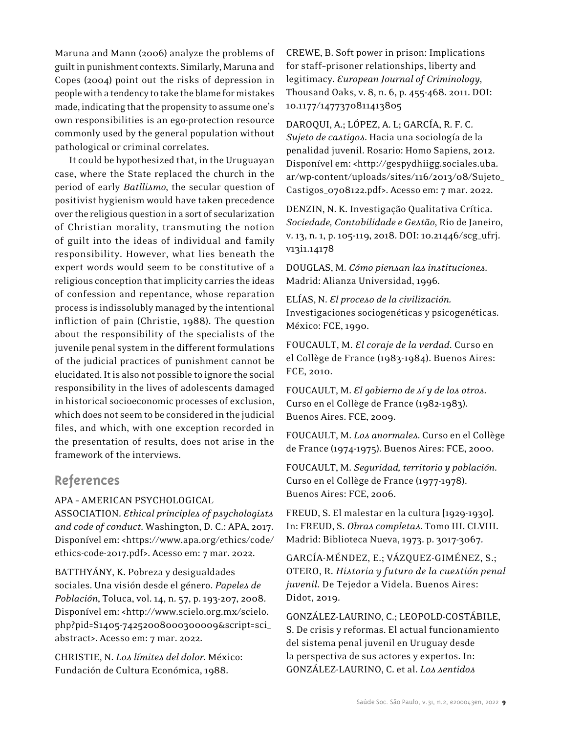Maruna and Mann (2006) analyze the problems of guilt in punishment contexts. Similarly, Maruna and Copes (2004) point out the risks of depression in people with a tendency to take the blame for mistakes made, indicating that the propensity to assume one's own responsibilities is an ego-protection resource commonly used by the general population without pathological or criminal correlates.

It could be hypothesized that, in the Uruguayan case, where the State replaced the church in the period of early *Batllismo*, the secular question of positivist hygienism would have taken precedence over the religious question in a sort of secularization of Christian morality, transmuting the notion of guilt into the ideas of individual and family responsibility. However, what lies beneath the expert words would seem to be constitutive of a religious conception that implicity carries the ideas of confession and repentance, whose reparation process is indissolubly managed by the intentional infliction of pain (Christie, 1988). The question about the responsibility of the specialists of the juvenile penal system in the different formulations of the judicial practices of punishment cannot be elucidated. It is also not possible to ignore the social responsibility in the lives of adolescents damaged in historical socioeconomic processes of exclusion, which does not seem to be considered in the judicial files, and which, with one exception recorded in the presentation of results, does not arise in the framework of the interviews.

## References

APA – AMERICAN PSYCHOLOGICAL ASSOCIATION. *Ethical principles of psychologists and code of conduct*. Washington, D. C.: APA, 2017. Disponível em: <https://www.apa.org/ethics/code/ethics-code-2017.pdf>. Acesso em: 7 mar. 2022.

BATTHYÁNY, K. Pobreza y desigualdades sociales. Una visión desde el género. *Papeles de Población*, Toluca, vol. 14, n. 57, p. 193-207, 2008. Disponível em: <http://www.scielo.org.mx/scielo.php?pid=S1405-74252008000300009&script=sci_abstract>. Acesso em: 7 mar. 2022.

CHRISTIE, N. *Los límites del dolor*. México: Fundación de Cultura Económica, 1988.

CREWE, B. Soft power in prison: Implications for staff-prisoner relationships, liberty and legitimacy. *European Journal of Criminology*, Thousand Oaks, v. 8, n. 6, p. 455-468. 2011. DOI: 10.1177/1477370811413805

DAROQUI, A.; LÓPEZ, A. L; GARCÍA, R. F. C. *Sujeto de castigos*. Hacia una sociología de la penalidad juvenil. Rosario: Homo Sapiens, 2012. Disponível em: <http://gespydhiigg.sociales.uba.ar/wp-content/uploads/sites/116/2013/08/Sujeto_Castigos_0708122.pdf>. Acesso em: 7 mar. 2022.

DENZIN, N. K. Investigação Qualitativa Crítica. *Sociedade, Contabilidade e Gestão*, Rio de Janeiro, v. 13, n. 1, p. 105-119, 2018. DOI: 10.21446/scg_ufrj.v13i1.14178

DOUGLAS, M. *Cómo piensan las instituciones*. Madrid: Alianza Universidad, 1996.

ELÍAS, N. *El proceso de la civilización*. Investigaciones sociogenéticas y psicogenéticas. México: FCE, 1990.

FOUCAULT, M. *El coraje de la verdad*. Curso en el Collège de France (1983-1984). Buenos Aires: FCE, 2010.

FOUCAULT, M. *El gobierno de sí y de los otros*. Curso en el Collège de France (1982-1983). Buenos Aires. FCE, 2009.

FOUCAULT, M. *Los anormales*. Curso en el Collège de France (1974-1975). Buenos Aires: FCE, 2000.

FOUCAULT, M. *Seguridad, territorio y población*. Curso en el Collège de France (1977-1978). Buenos Aires: FCE, 2006.

FREUD, S. El malestar en la cultura [1929-1930]. In: FREUD, S. *Obras completas*. Tomo III. CLVIII. Madrid: Biblioteca Nueva, 1973. p. 3017-3067.

GARCÍA-MÉNDEZ, E.; VÁZQUEZ-GIMÉNEZ, S.; OTERO, R. *Historia y futuro de la cuestión penal juvenil*. De Tejedor a Videla. Buenos Aires: Didot, 2019.

GONZÁLEZ-LAURINO, C.; LEOPOLD-COSTÁBILE, S. De crisis y reformas. El actual funcionamiento del sistema penal juvenil en Uruguay desde la perspectiva de sus actores y expertos. In: GONZÁLEZ-LAURINO, C. et al. *Los sentidos*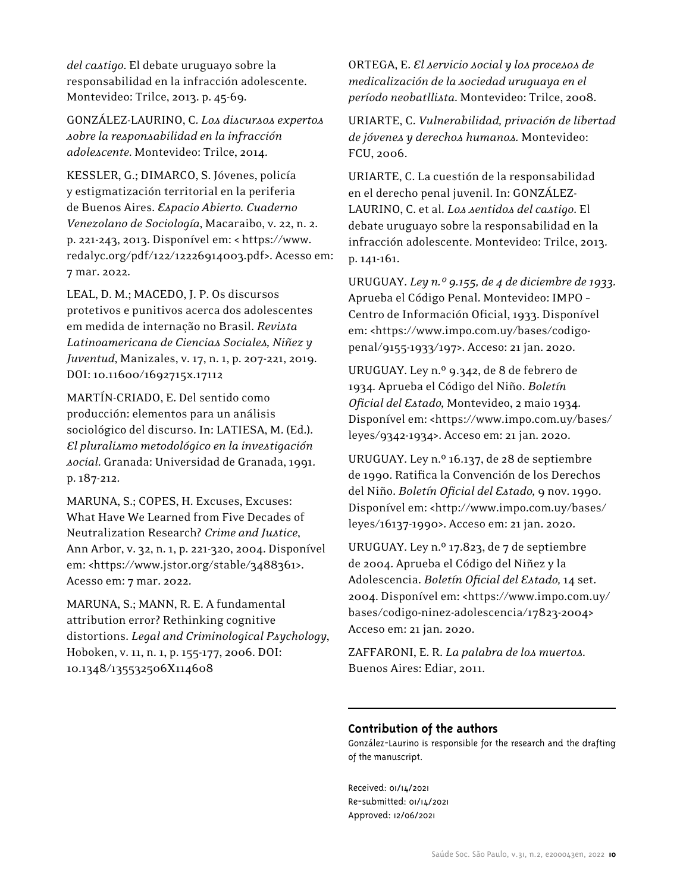*del castigo*. El debate uruguayo sobre la responsabilidad en la infracción adolescente. Montevideo: Trilce, 2013. p. 45-69.

GONZÁLEZ-LAURINO, C. *Los discursos expertos sobre la responsabilidad en la infracción adolescente*. Montevideo: Trilce, 2014.

KESSLER, G.; DIMARCO, S. Jóvenes, policía y estigmatización territorial en la periferia de Buenos Aires. *Espacio Abierto. Cuaderno Venezolano de Sociología*, Macaraibo, v. 22, n. 2. p. 221-243, 2013. Disponível em: < https://www.redalyc.org/pdf/122/12226914003.pdf>. Acesso em: 7 mar. 2022.

LEAL, D. M.; MACEDO, J. P. Os discursos protetivos e punitivos acerca dos adolescentes em medida de internação no Brasil. *Revista Latinoamericana de Ciencias Sociales, Niñez y Juventud*, Manizales, v. 17, n. 1, p. 207-221, 2019. DOI: 10.11600/1692715x.17112

MARTÍN-CRIADO, E. Del sentido como producción: elementos para un análisis sociológico del discurso. In: LATIESA, M. (Ed.). *El pluralismo metodológico en la investigación social*. Granada: Universidad de Granada, 1991. p. 187-212.

MARUNA, S.; COPES, H. Excuses, Excuses: What Have We Learned from Five Decades of Neutralization Research? *Crime and Justice*, Ann Arbor, v. 32, n. 1, p. 221-320, 2004. Disponível em: <https://www.jstor.org/stable/3488361>. Acesso em: 7 mar. 2022.

MARUNA, S.; MANN, R. E. A fundamental attribution error? Rethinking cognitive distortions. *Legal and Criminological Psychology*, Hoboken, v. 11, n. 1, p. 155-177, 2006. DOI: 10.1348/135532506X114608

ORTEGA, E. *El servicio social y los procesos de medicalización de la sociedad uruguaya en el período neobatllista*. Montevideo: Trilce, 2008.

URIARTE, C. *Vulnerabilidad, privación de libertad de jóvenes y derechos humanos*. Montevideo: FCU, 2006.

URIARTE, C. La cuestión de la responsabilidad en el derecho penal juvenil. In: GONZÁLEZ-LAURINO, C. et al. *Los sentidos del castigo*. El debate uruguayo sobre la responsabilidad en la infracción adolescente. Montevideo: Trilce, 2013. p. 141-161.

URUGUAY. *Ley n.º 9.155, de 4 de diciembre de 1933*. Aprueba el Código Penal. Montevideo: IMPO – Centro de Información Oficial, 1933. Disponível em: <https://www.impo.com.uy/bases/codigo-penal/9155-1933/197>. Acceso: 21 jan. 2020.

URUGUAY. Ley n.º 9.342, de 8 de febrero de 1934. Aprueba el Código del Niño. *Boletín Oficial del Estado,* Montevideo, 2 maio 1934. Disponível em: <https://www.impo.com.uy/bases/leyes/9342-1934>. Acceso em: 21 jan. 2020.

URUGUAY. Ley n.º 16.137, de 28 de septiembre de 1990. Ratifica la Convención de los Derechos del Niño. *Boletín Oficial del Estado,* 9 nov. 1990. Disponível em: <http://www.impo.com.uy/bases/leyes/16137-1990>. Acceso em: 21 jan. 2020.

URUGUAY. Ley n.º 17.823, de 7 de septiembre de 2004. Aprueba el Código del Niñez y la Adolescencia. *Boletín Oficial del Estado,* 14 set. 2004. Disponível em: <https://www.impo.com.uy/bases/codigo-ninez-adolescencia/17823-2004> Acceso em: 21 jan. 2020.

ZAFFARONI, E. R. *La palabra de los muertos*. Buenos Aires: Ediar, 2011.

---

**Contribution of the authors**

González-Laurino is responsible for the research and the drafting of the manuscript.

Received: 01/14/2021
Re-submitted: 01/14/2021
Approved: 12/06/2021